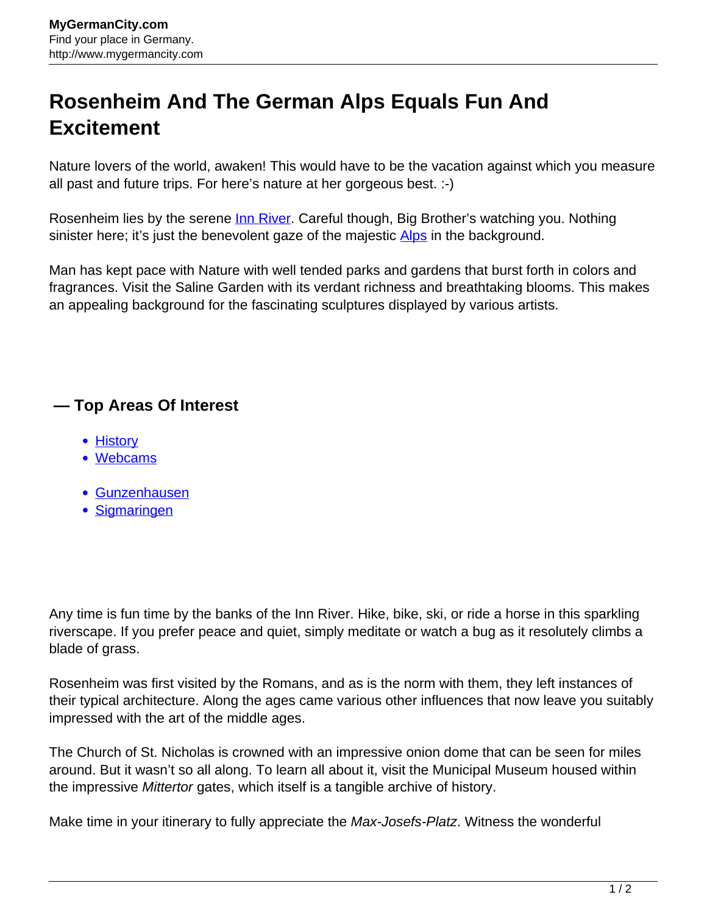# Rosenheim And The German Alps Equals Fun And Excitement

Nature lovers of the world, awaken! This would have to be the vacation against which you measure all past and future trips. For here's nature at her gorgeous best. :-)

Rosenheim lies by the serene Inn River. Careful though, Big Brother's watching you. Nothing sinister here; it's just the benevolent gaze of the majestic Alps in the background.

Man has kept pace with Nature with well tended parks and gardens that burst forth in colors and fragrances. Visit the Saline Garden with its verdant richness and breathtaking blooms. This makes an appealing background for the fascinating sculptures displayed by various artists.

### — Top Areas Of Interest

- History
- Webcams

- Gunzenhausen
- Sigmaringen

Any time is fun time by the banks of the Inn River. Hike, bike, ski, or ride a horse in this sparkling riverscape. If you prefer peace and quiet, simply meditate or watch a bug as it resolutely climbs a blade of grass.

Rosenheim was first visited by the Romans, and as is the norm with them, they left instances of their typical architecture. Along the ages came various other influences that now leave you suitably impressed with the art of the middle ages.

The Church of St. Nicholas is crowned with an impressive onion dome that can be seen for miles around. But it wasn't so all along. To learn all about it, visit the Municipal Museum housed within the impressive *Mittertor* gates, which itself is a tangible archive of history.

Make time in your itinerary to fully appreciate the *Max-Josefs-Platz*. Witness the wonderful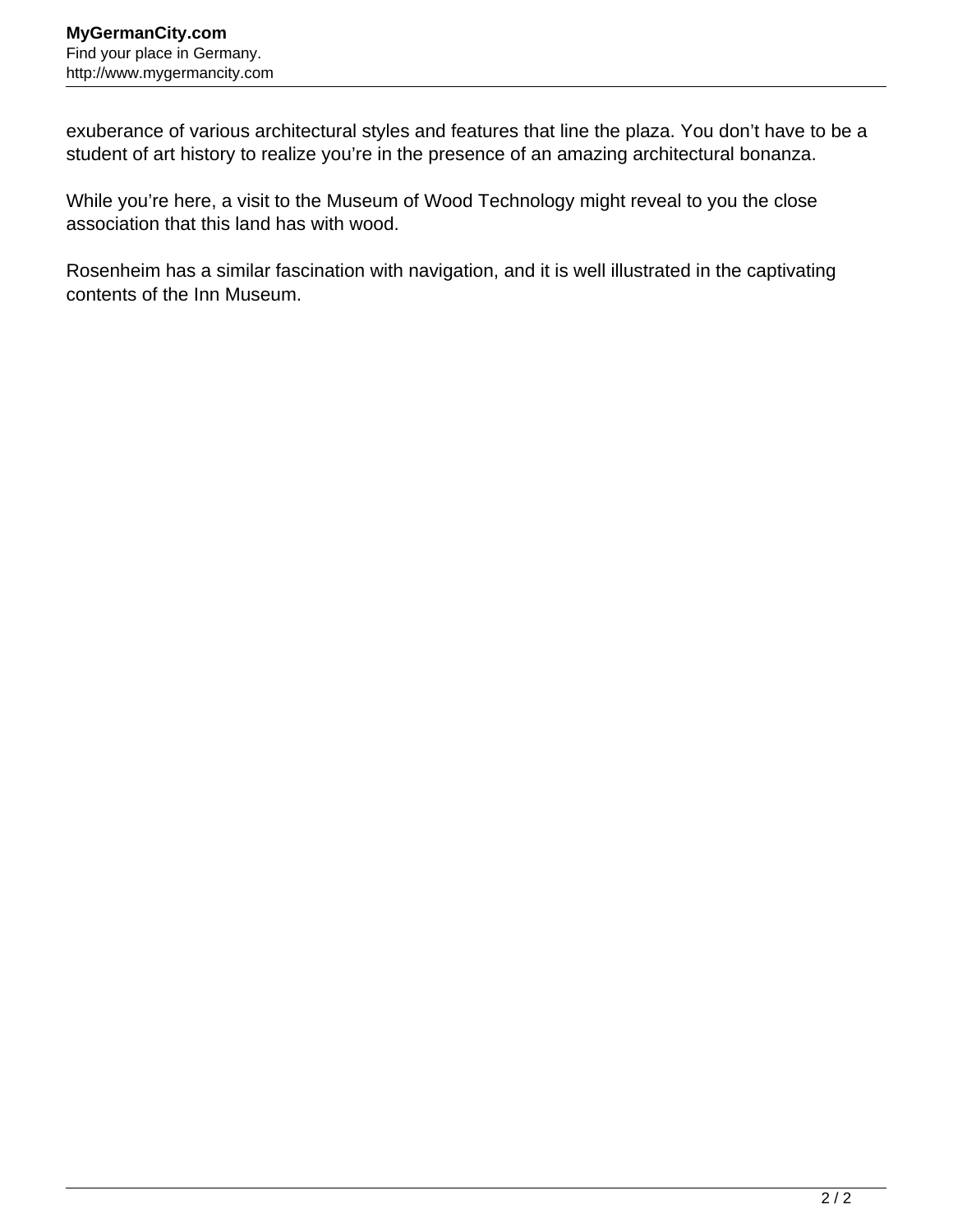exuberance of various architectural styles and features that line the plaza. You don’t have to be a student of art history to realize you’re in the presence of an amazing architectural bonanza.

While you’re here, a visit to the Museum of Wood Technology might reveal to you the close association that this land has with wood.

Rosenheim has a similar fascination with navigation, and it is well illustrated in the captivating contents of the Inn Museum.